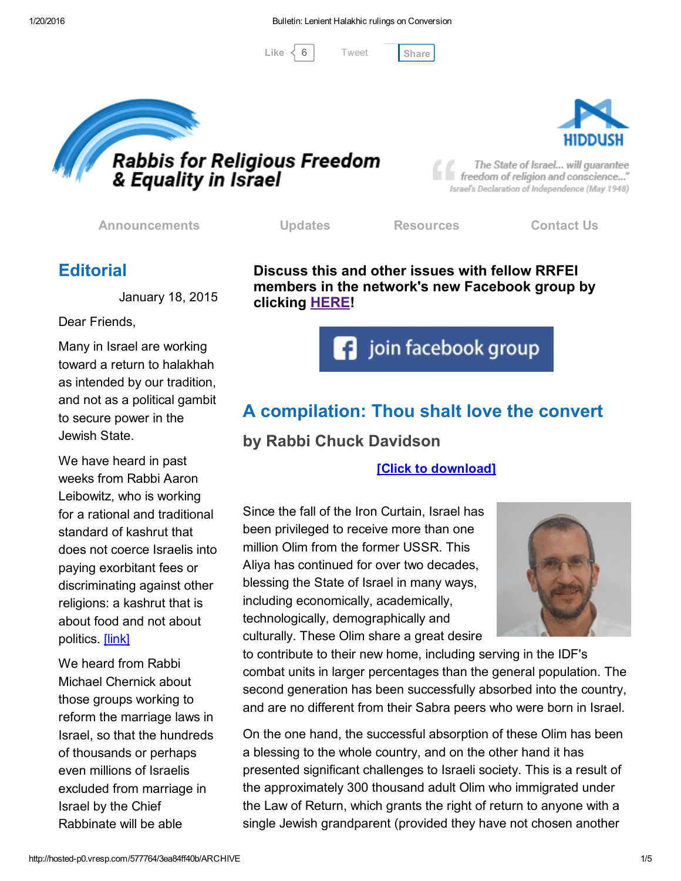Like 6 Tweet Share

# Rabbis for Religious Freedom & Equality in Israel

HIDDUSH

"The State of Israel... will guarantee freedom of religion and conscience..."
Israel's Declaration of Independence (May 1948)

Announcements Updates Resources Contact Us

## Editorial

January 18, 2015

Dear Friends,

Many in Israel are working toward a return to halakhah as intended by our tradition, and not as a political gambit to secure power in the Jewish State.

We have heard in past weeks from Rabbi Aaron Leibowitz, who is working for a rational and traditional standard of kashrut that does not coerce Israelis into paying exorbitant fees or discriminating against other religions: a kashrut that is about food and not about politics. [link]

We heard from Rabbi Michael Chernick about those groups working to reform the marriage laws in Israel, so that the hundreds of thousands or perhaps even millions of Israelis excluded from marriage in Israel by the Chief Rabbinate will be able

**Discuss this and other issues with fellow RRFEI members in the network's new Facebook group by clicking HERE!**

join facebook group

## A compilation: Thou shalt love the convert

### by Rabbi Chuck Davidson

[Click to download]

Since the fall of the Iron Curtain, Israel has been privileged to receive more than one million Olim from the former USSR. This Aliya has continued for over two decades, blessing the State of Israel in many ways, including economically, academically, technologically, demographically and culturally. These Olim share a great desire to contribute to their new home, including serving in the IDF's combat units in larger percentages than the general population. The second generation has been successfully absorbed into the country, and are no different from their Sabra peers who were born in Israel.

On the one hand, the successful absorption of these Olim has been a blessing to the whole country, and on the other hand it has presented significant challenges to Israeli society. This is a result of the approximately 300 thousand adult Olim who immigrated under the Law of Return, which grants the right of return to anyone with a single Jewish grandparent (provided they have not chosen another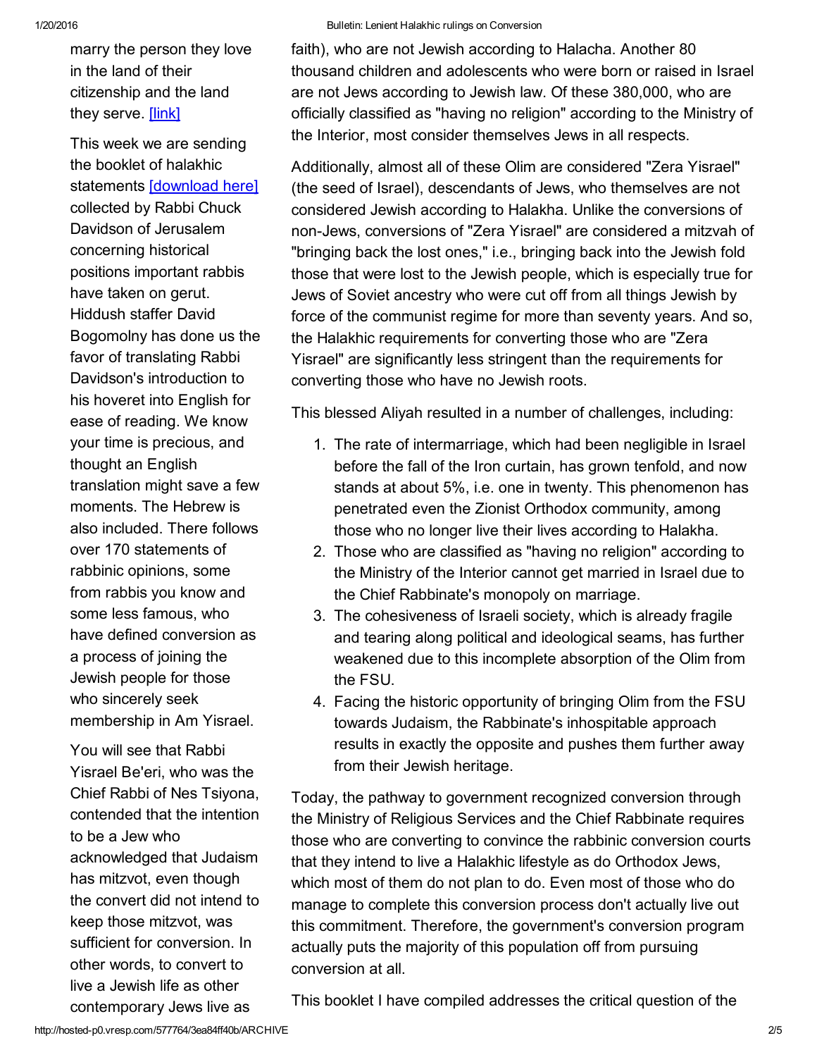marry the person they love in the land of their citizenship and the land they serve. [link]

This week we are sending the booklet of halakhic statements [download here] collected by Rabbi Chuck Davidson of Jerusalem concerning historical positions important rabbis have taken on gerut. Hiddush staffer David Bogomolny has done us the favor of translating Rabbi Davidson's introduction to his hoveret into English for ease of reading. We know your time is precious, and thought an English translation might save a few moments. The Hebrew is also included. There follows over 170 statements of rabbinic opinions, some from rabbis you know and some less famous, who have defined conversion as a process of joining the Jewish people for those who sincerely seek membership in Am Yisrael.

You will see that Rabbi Yisrael Be'eri, who was the Chief Rabbi of Nes Tsiyona, contended that the intention to be a Jew who acknowledged that Judaism has mitzvot, even though the convert did not intend to keep those mitzvot, was sufficient for conversion. In other words, to convert to live a Jewish life as other contemporary Jews live as

faith), who are not Jewish according to Halacha. Another 80 thousand children and adolescents who were born or raised in Israel are not Jews according to Jewish law. Of these 380,000, who are officially classified as "having no religion" according to the Ministry of the Interior, most consider themselves Jews in all respects.

Additionally, almost all of these Olim are considered "Zera Yisrael" (the seed of Israel), descendants of Jews, who themselves are not considered Jewish according to Halakha. Unlike the conversions of non-Jews, conversions of "Zera Yisrael" are considered a mitzvah of "bringing back the lost ones," i.e., bringing back into the Jewish fold those that were lost to the Jewish people, which is especially true for Jews of Soviet ancestry who were cut off from all things Jewish by force of the communist regime for more than seventy years. And so, the Halakhic requirements for converting those who are "Zera Yisrael" are significantly less stringent than the requirements for converting those who have no Jewish roots.

This blessed Aliyah resulted in a number of challenges, including:

1. The rate of intermarriage, which had been negligible in Israel before the fall of the Iron curtain, has grown tenfold, and now stands at about 5%, i.e. one in twenty. This phenomenon has penetrated even the Zionist Orthodox community, among those who no longer live their lives according to Halakha.
2. Those who are classified as "having no religion" according to the Ministry of the Interior cannot get married in Israel due to the Chief Rabbinate's monopoly on marriage.
3. The cohesiveness of Israeli society, which is already fragile and tearing along political and ideological seams, has further weakened due to this incomplete absorption of the Olim from the FSU.
4. Facing the historic opportunity of bringing Olim from the FSU towards Judaism, the Rabbinate's inhospitable approach results in exactly the opposite and pushes them further away from their Jewish heritage.

Today, the pathway to government recognized conversion through the Ministry of Religious Services and the Chief Rabbinate requires those who are converting to convince the rabbinic conversion courts that they intend to live a Halakhic lifestyle as do Orthodox Jews, which most of them do not plan to do. Even most of those who do manage to complete this conversion process don't actually live out this commitment. Therefore, the government's conversion program actually puts the majority of this population off from pursuing conversion at all.

This booklet I have compiled addresses the critical question of the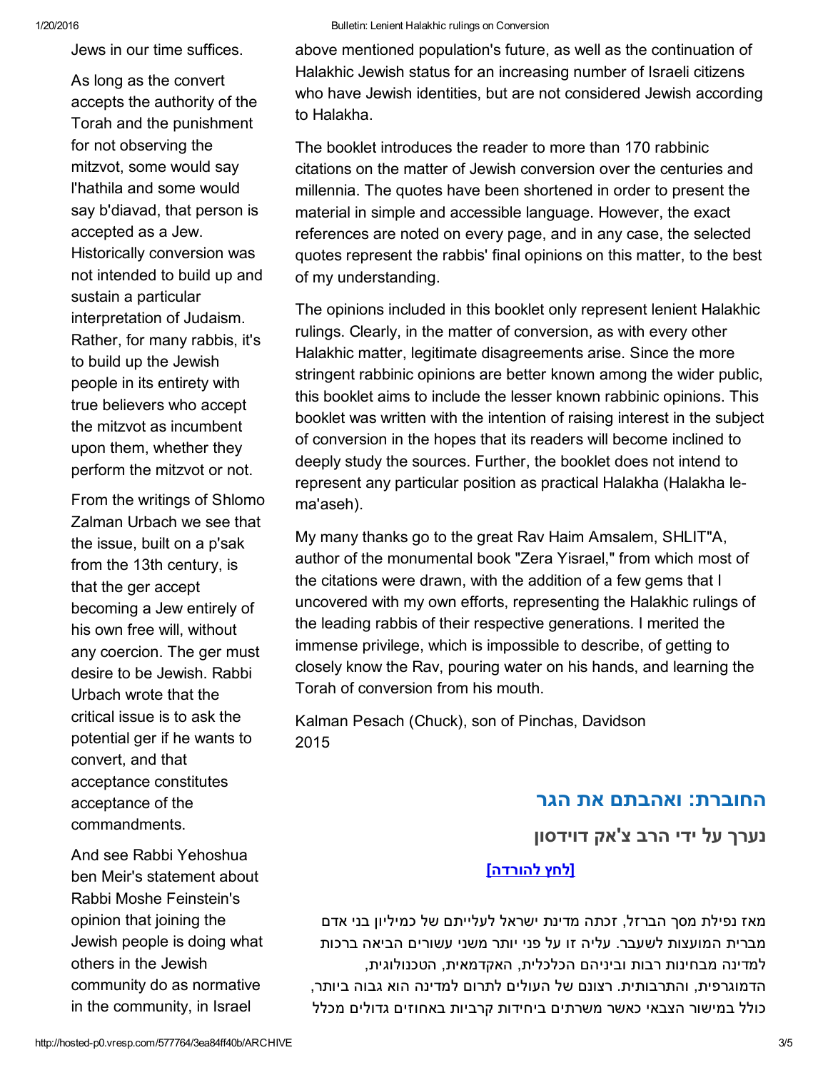Jews in our time suffices.

As long as the convert accepts the authority of the Torah and the punishment for not observing the mitzvot, some would say l'hathila and some would say b'diavad, that person is accepted as a Jew. Historically conversion was not intended to build up and sustain a particular interpretation of Judaism. Rather, for many rabbis, it's to build up the Jewish people in its entirety with true believers who accept the mitzvot as incumbent upon them, whether they perform the mitzvot or not.

From the writings of Shlomo Zalman Urbach we see that the issue, built on a p'sak from the 13th century, is that the ger accept becoming a Jew entirely of his own free will, without any coercion. The ger must desire to be Jewish. Rabbi Urbach wrote that the critical issue is to ask the potential ger if he wants to convert, and that acceptance constitutes acceptance of the commandments.

And see Rabbi Yehoshua ben Meir's statement about Rabbi Moshe Feinstein's opinion that joining the Jewish people is doing what others in the Jewish community do as normative in the community, in Israel

above mentioned population's future, as well as the continuation of Halakhic Jewish status for an increasing number of Israeli citizens who have Jewish identities, but are not considered Jewish according to Halakha.

The booklet introduces the reader to more than 170 rabbinic citations on the matter of Jewish conversion over the centuries and millennia. The quotes have been shortened in order to present the material in simple and accessible language. However, the exact references are noted on every page, and in any case, the selected quotes represent the rabbis' final opinions on this matter, to the best of my understanding.

The opinions included in this booklet only represent lenient Halakhic rulings. Clearly, in the matter of conversion, as with every other Halakhic matter, legitimate disagreements arise. Since the more stringent rabbinic opinions are better known among the wider public, this booklet aims to include the lesser known rabbinic opinions. This booklet was written with the intention of raising interest in the subject of conversion in the hopes that its readers will become inclined to deeply study the sources. Further, the booklet does not intend to represent any particular position as practical Halakha (Halakha le-ma'aseh).

My many thanks go to the great Rav Haim Amsalem, SHLIT"A, author of the monumental book "Zera Yisrael," from which most of the citations were drawn, with the addition of a few gems that I uncovered with my own efforts, representing the Halakhic rulings of the leading rabbis of their respective generations. I merited the immense privilege, which is impossible to describe, of getting to closely know the Rav, pouring water on his hands, and learning the Torah of conversion from his mouth.

Kalman Pesach (Chuck), son of Pinchas, Davidson
2015

## החוברת: ואהבתם את הגר

### נערך על ידי הרב צ'אק דוידסון

[לחץ להורדה]

מאז נפילת מסך הברזל, זכתה מדינת ישראל לעלייתם של כמיליון בני אדם מברית המועצות לשעבר. עליה זו על פני יותר משני עשורים הביאה ברכות למדינה מבחינות רבות וביניהם הכלכלית, האקדמאית, הטכנולוגית, הדמוגרפית, והתרבותית. רצונם של העולים לתרום למדינה הוא גבוה ביותר, כולל במישור הצבאי כאשר משרתים ביחידות קרביות באחוזים גדולים מכלל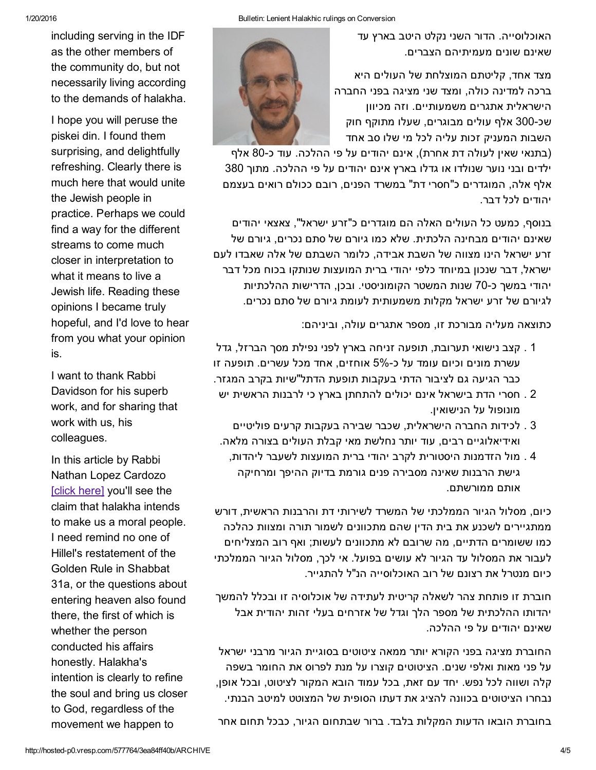including serving in the IDF as the other members of the community do, but not necessarily living according to the demands of halakha.

I hope you will peruse the piskei din. I found them surprising, and delightfully refreshing. Clearly there is much here that would unite the Jewish people in practice. Perhaps we could find a way for the different streams to come much closer in interpretation to what it means to live a Jewish life. Reading these opinions I became truly hopeful, and I'd love to hear from you what your opinion is.

I want to thank Rabbi Davidson for his superb work, and for sharing that work with us, his colleagues.

In this article by Rabbi Nathan Lopez Cardozo [click here] you'll see the claim that halakha intends to make us a moral people. I need remind no one of Hillel's restatement of the Golden Rule in Shabbat 31a, or the questions about entering heaven also found there, the first of which is whether the person conducted his affairs honestly. Halakha's intention is clearly to refine the soul and bring us closer to God, regardless of the movement we happen to

האוכלוסייה. הדור השני נקלט היטב בארץ עד שאינם שונים מעמיתיהם הצברים.

מצד אחד, קליטתם המוצלחת של העולים היא ברכה למדינה כולה, ומצד שני מציגה בפני החברה הישראלית אתגרים משמעותיים. וזה מכיוון שכ-300 אלף עולים מבוגרים, שעלו מתוקף חוק השבות המעניק זכות עליה לכל מי שלו סב אחד (בתנאי שאין לעולה דת אחרת), אינם יהודים על פי ההלכה. עוד כ-80 אלף ילדים ובני נוער שנולדו או גדלו בארץ אינם יהודים על פי ההלכה. מתוך 380 אלף אלה, המוגדרים כ"חסרי דת" במשרד הפנים, רובם ככולם רואים בעצמם יהודים לכל דבר.

בנוסף, כמעט כל העולים האלה הם מוגדרים כ"זרע ישראל", צאצאי יהודים שאינם יהודים מבחינה הלכתית. שלא כמו גיורם של סתם נכרים, גיורם של זרע ישראל הינו מצווה של השבת אבידה, כלומר השבתם של אלה שאבדו לעם ישראל, דבר שנכון במיוחד כלפי יהודי ברית המועצות שנותקו בכוח מכל דבר יהודי במשך כ-70 שנות המשטר הקומוניסטי. ובכן, הדרישות ההלכתיות לגיורם של זרע ישראל מקלות משמעותית לעומת גיורם של סתם נכרים.

כתוצאה מעליה מבורכת זו, מספר אתגרים עולה, וביניהם:

1. קצב נישואי תערובת, תופעה זניחה בארץ לפני נפילת מסך הברזל, גדל עשרת מונים וכיום עומד על כ-5% אחוזים, אחד מכל עשרים. תופעה זו כבר הגיעה גם לציבור הדתי בעקבות תופעת הדתל"שיות בקרב המגזר.
2. חסרי הדת בישראל אינם יכולים להתחתן בארץ כי לרבנות הראשית יש מונופול על הנישואין.
3. לכידות החברה הישראלית, שכבר שבירה בעקבות קרעים פוליטיים ואידיאלוגיים רבים, עוד יותר נחלשת מאי קבלת העולים בצורה מלאה.
4. מול הזדמנות היסטורית לקרב יהודי ברית המועצות לשעבר ליהדות, גישת הרבנות שאינה מסבירה פנים גורמת בדיוק ההיפך ומרחיקה אותם ממורשתם.

כיום, מסלול הגיור הממלכתי של המשרד לשירותי דת והרבנות הראשית, דורש ממתגיירים לשכנע את בית הדין שהם מתכוונים לשמור תורה ומצוות כהלכה כמו ששומרים הדתיים, מה שרובם לא מתכוונים לעשות; ואף רוב המצליחים לעבור את המסלול עד הגיור לא עושים בפועל. אי לכך, מסלול הגיור הממלכתי כיום מנטרל את רצונם של רוב האוכלוסייה הנ"ל להתגייר.

חוברת זו פותחת צהר לשאלה קריטית לעתידה של אוכלוסיה זו ובכלל להמשך יהדותו ההלכתית של מספר הלך וגדל של אזרחים בעלי זהות יהודית אבל שאינם יהודים על פי ההלכה.

החוברת מציגה בפני הקורא יותר ממאה ציטוטים בסוגיית הגיור מרבני ישראל על פני מאות ואלפי שנים. הציטוטים קוצרו על מנת לפרוס את החומר בשפה קלה ושווה לכל נפש. יחד עם זאת, בכל עמוד הובא המקור לציטוט, ובכל אופן, נבחרו הציטוטים בכוונה להציג את דעתו הסופית של המצוטט למיטב הבנתי.

בחוברת הובאו הדעות המקלות בלבד. ברור שבתחום הגיור, ככבל תחום אחר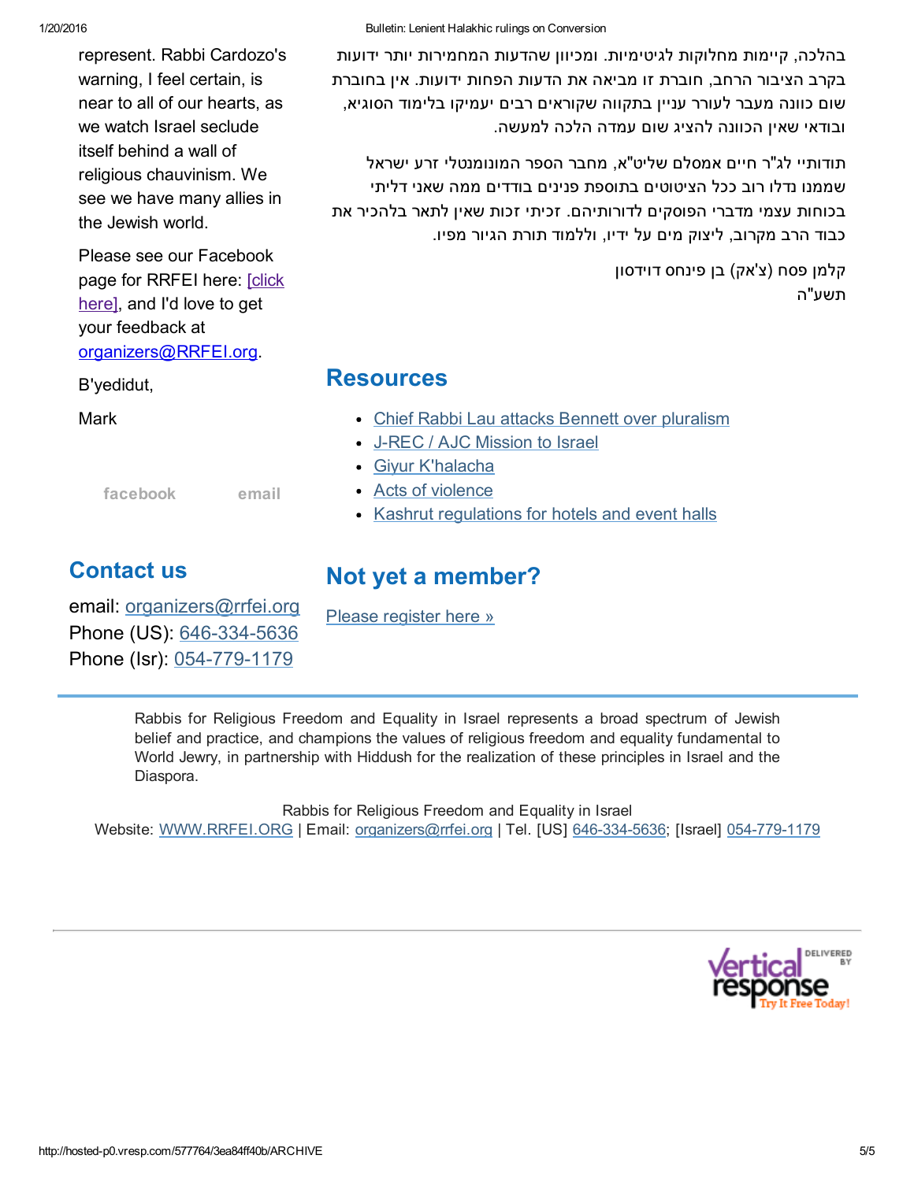represent. Rabbi Cardozo's warning, I feel certain, is near to all of our hearts, as we watch Israel seclude itself behind a wall of religious chauvinism. We see we have many allies in the Jewish world.

Please see our Facebook page for RRFEI here: [click here], and I'd love to get your feedback at organizers@RRFEI.org.

B'yedidut,

Mark

facebook email

בהלכה, קיימות מחלוקות לגיטימיות. ומכיוון שהדעות המחמירות יותר ידועות בקרב הציבור הרחב, חוברת זו מביאה את הדעות הפחות ידועות. אין בחוברת שום כוונה מעבר לעורר עניין בתקווה שקוראים רבים יעמיקו בלימוד הסוגיא, ובודאי שאין הכוונה להציג שום עמדה הלכה למעשה.

תודותיי לג"ר חיים אמסלם שליט"א, מחבר הספר המונומנטלי זרע ישראל שממנו נדלו רוב ככל הציטוטים בתוספת פנינים בודדים ממה שאני דליתי בכוחות עצמי מדברי הפוסקים לדורותיהם. זכיתי זכות שאין לתאר בלהכיר את כבוד הרב מקרוב, ליצוק מים על ידיו, וללמוד תורת הגיור מפיו.

קלמן פסח (צ'אק) בן פינחס דוידסון
תשע"ה

## Resources

- Chief Rabbi Lau attacks Bennett over pluralism
- J-REC / AJC Mission to Israel
- Giyur K'halacha
- Acts of violence
- Kashrut regulations for hotels and event halls

## Contact us

email: organizers@rrfei.org
Phone (US): 646-334-5636
Phone (Isr): 054-779-1179

## Not yet a member?

Please register here »

Rabbis for Religious Freedom and Equality in Israel represents a broad spectrum of Jewish belief and practice, and champions the values of religious freedom and equality fundamental to World Jewry, in partnership with Hiddush for the realization of these principles in Israel and the Diaspora.

Rabbis for Religious Freedom and Equality in Israel
Website: WWW.RRFEI.ORG | Email: organizers@rrfei.org | Tel. [US] 646-334-5636; [Israel] 054-779-1179

Vertical response DELIVERED BY Try It Free Today!